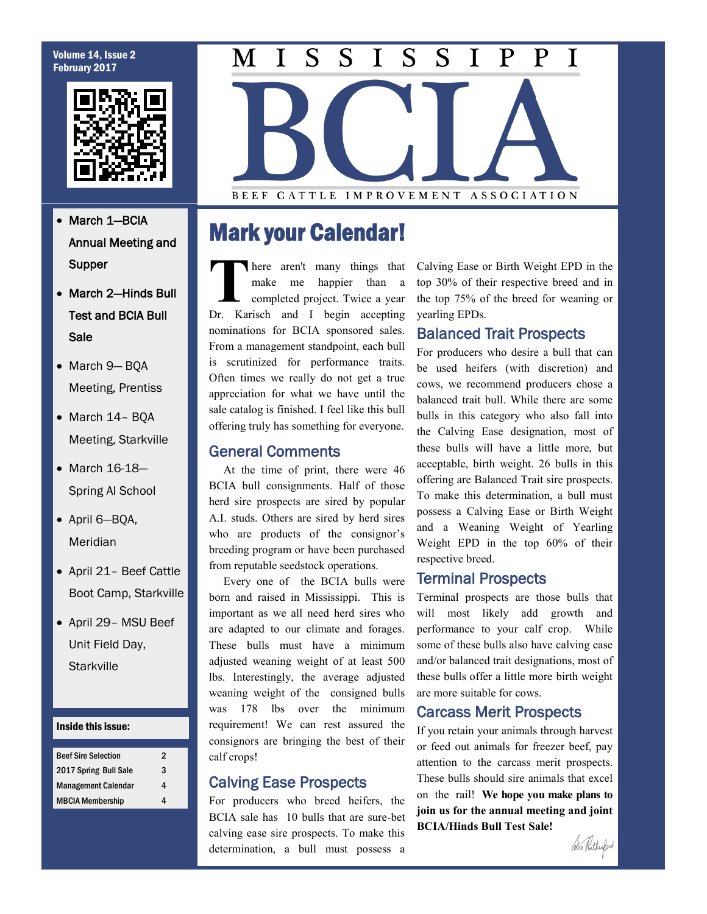# MISSISSIPPI BCIA

BEEF CATTLE IMPROVEMENT ASSOCIATION

Volume 14, Issue 2
February 2017

- March 1—BCIA Annual Meeting and Supper
- March 2—Hinds Bull Test and BCIA Bull Sale
- March 9— BQA Meeting, Prentiss
- March 14– BQA Meeting, Starkville
- March 16-18—Spring AI School
- April 6—BQA, Meridian
- April 21– Beef Cattle Boot Camp, Starkville
- April 29– MSU Beef Unit Field Day, Starkville

**Inside this issue:**

| | |
|---|---|
| Beef Sire Selection | 2 |
| 2017 Spring Bull Sale | 3 |
| Management Calendar | 4 |
| MBCIA Membership | 4 |

## Mark your Calendar!

There aren't many things that make me happier than a completed project. Twice a year Dr. Karisch and I begin accepting nominations for BCIA sponsored sales. From a management standpoint, each bull is scrutinized for performance traits. Often times we really do not get a true appreciation for what we have until the sale catalog is finished. I feel like this bull offering truly has something for everyone.

### General Comments

At the time of print, there were 46 BCIA bull consignments. Half of those herd sire prospects are sired by popular A.I. studs. Others are sired by herd sires who are products of the consignor's breeding program or have been purchased from reputable seedstock operations.

Every one of the BCIA bulls were born and raised in Mississippi. This is important as we all need herd sires who are adapted to our climate and forages. These bulls must have a minimum adjusted weaning weight of at least 500 lbs. Interestingly, the average adjusted weaning weight of the consigned bulls was 178 lbs over the minimum requirement! We can rest assured the consignors are bringing the best of their calf crops!

### Calving Ease Prospects

For producers who breed heifers, the BCIA sale has 10 bulls that are sure-bet calving ease sire prospects. To make this determination, a bull must possess a Calving Ease or Birth Weight EPD in the top 30% of their respective breed and in the top 75% of the breed for weaning or yearling EPDs.

### Balanced Trait Prospects

For producers who desire a bull that can be used heifers (with discretion) and cows, we recommend producers chose a balanced trait bull. While there are some bulls in this category who also fall into the Calving Ease designation, most of these bulls will have a little more, but acceptable, birth weight. 26 bulls in this offering are Balanced Trait sire prospects. To make this determination, a bull must possess a Calving Ease or Birth Weight and a Weaning Weight of Yearling Weight EPD in the top 60% of their respective breed.

### Terminal Prospects

Terminal prospects are those bulls that will most likely add growth and performance to your calf crop. While some of these bulls also have calving ease and/or balanced trait designations, most of these bulls offer a little more birth weight are more suitable for cows.

### Carcass Merit Prospects

If you retain your animals through harvest or feed out animals for freezer beef, pay attention to the carcass merit prospects. These bulls should sire animals that excel on the rail! **We hope you make plans to join us for the annual meeting and joint BCIA/Hinds Bull Test Sale!**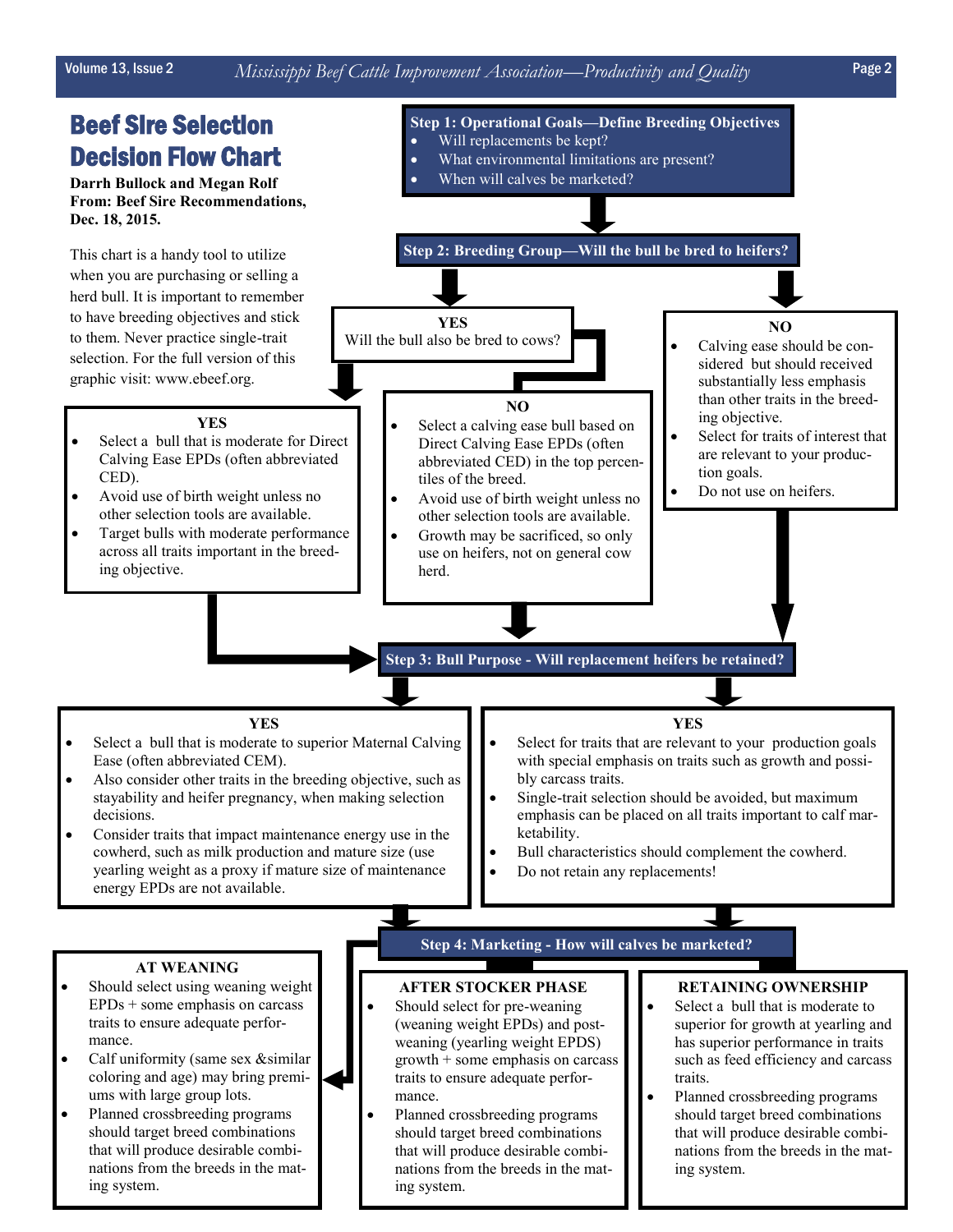# Beef Sire Selection Decision Flow Chart

**Darrh Bullock and Megan Rolf**
**From: Beef Sire Recommendations, Dec. 18, 2015.**

This chart is a handy tool to utilize when you are purchasing or selling a herd bull. It is important to remember to have breeding objectives and stick to them. Never practice single-trait selection. For the full version of this graphic visit: www.ebeef.org.

## Step 1: Operational Goals—Define Breeding Objectives

- Will replacements be kept?
- What environmental limitations are present?
- When will calves be marketed?

## Step 2: Breeding Group—Will the bull be bred to heifers?

### YES
Will the bull also be bred to cows?

**YES**

- Select a bull that is moderate for Direct Calving Ease EPDs (often abbreviated CED).
- Avoid use of birth weight unless no other selection tools are available.
- Target bulls with moderate performance across all traits important in the breeding objective.

**NO**

- Select a calving ease bull based on Direct Calving Ease EPDs (often abbreviated CED) in the top percentiles of the breed.
- Avoid use of birth weight unless no other selection tools are available.
- Growth may be sacrificed, so only use on heifers, not on general cow herd.

### NO

- Calving ease should be considered but should received substantially less emphasis than other traits in the breeding objective.
- Select for traits of interest that are relevant to your production goals.
- Do not use on heifers.

## Step 3: Bull Purpose - Will replacement heifers be retained?

### YES

- Select a bull that is moderate to superior Maternal Calving Ease (often abbreviated CEM).
- Also consider other traits in the breeding objective, such as stayability and heifer pregnancy, when making selection decisions.
- Consider traits that impact maintenance energy use in the cowherd, such as milk production and mature size (use yearling weight as a proxy if mature size of maintenance energy EPDs are not available.

### YES

- Select for traits that are relevant to your production goals with special emphasis on traits such as growth and possibly carcass traits.
- Single-trait selection should be avoided, but maximum emphasis can be placed on all traits important to calf marketability.
- Bull characteristics should complement the cowherd.
- Do not retain any replacements!

## Step 4: Marketing - How will calves be marketed?

### AT WEANING

- Should select using weaning weight EPDs + some emphasis on carcass traits to ensure adequate performance.
- Calf uniformity (same sex &similar coloring and age) may bring premiums with large group lots.
- Planned crossbreeding programs should target breed combinations that will produce desirable combinations from the breeds in the mating system.

### AFTER STOCKER PHASE

- Should select for pre-weaning (weaning weight EPDs) and post-weaning (yearling weight EPDS) growth + some emphasis on carcass traits to ensure adequate performance.
- Planned crossbreeding programs should target breed combinations that will produce desirable combinations from the breeds in the mating system.

### RETAINING OWNERSHIP

- Select a bull that is moderate to superior for growth at yearling and has superior performance in traits such as feed efficiency and carcass traits.
- Planned crossbreeding programs should target breed combinations that will produce desirable combinations from the breeds in the mating system.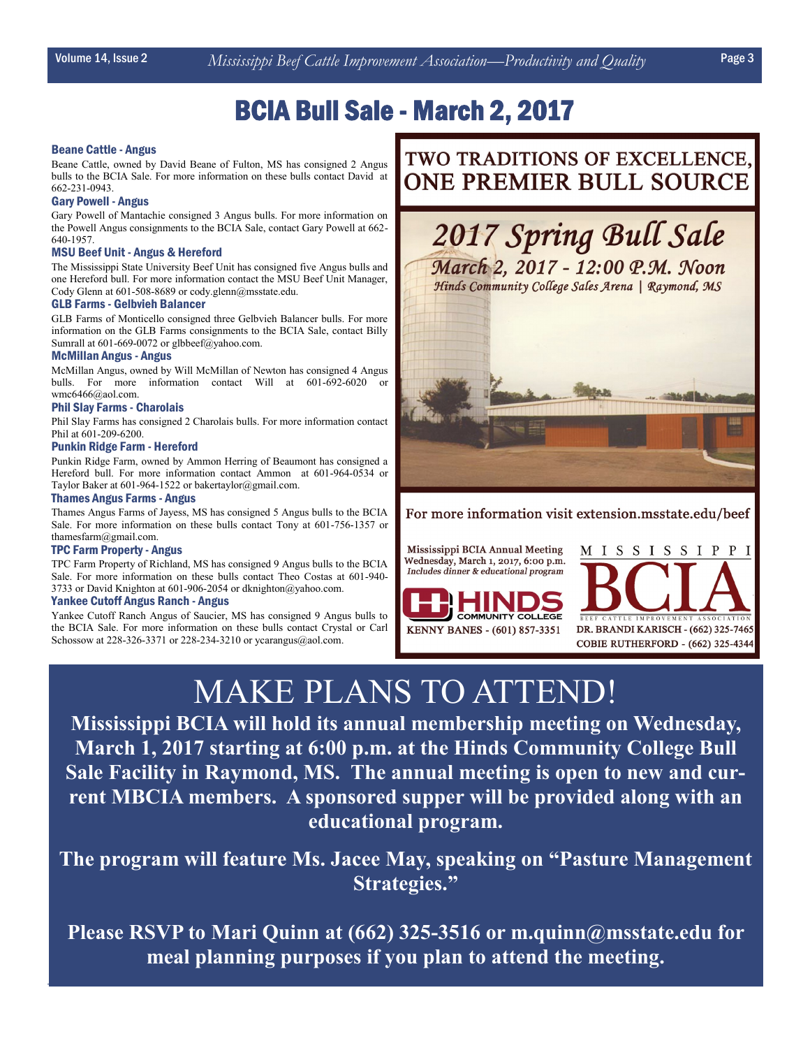# BCIA Bull Sale - March 2, 2017

### Beane Cattle - Angus

Beane Cattle, owned by David Beane of Fulton, MS has consigned 2 Angus bulls to the BCIA Sale. For more information on these bulls contact David at 662-231-0943.

### Gary Powell - Angus

Gary Powell of Mantachie consigned 3 Angus bulls. For more information on the Powell Angus consignments to the BCIA Sale, contact Gary Powell at 662-640-1957.

### MSU Beef Unit - Angus & Hereford

The Mississippi State University Beef Unit has consigned five Angus bulls and one Hereford bull. For more information contact the MSU Beef Unit Manager, Cody Glenn at 601-508-8689 or cody.glenn@msstate.edu.

### GLB Farms - Gelbvieh Balancer

GLB Farms of Monticello consigned three Gelbvieh Balancer bulls. For more information on the GLB Farms consignments to the BCIA Sale, contact Billy Sumrall at 601-669-0072 or glbbeef@yahoo.com.

### McMillan Angus - Angus

McMillan Angus, owned by Will McMillan of Newton has consigned 4 Angus bulls. For more information contact Will at 601-692-6020 or wmc6466@aol.com.

### Phil Slay Farms - Charolais

Phil Slay Farms has consigned 2 Charolais bulls. For more information contact Phil at 601-209-6200.

### Punkin Ridge Farm - Hereford

Punkin Ridge Farm, owned by Ammon Herring of Beaumont has consigned a Hereford bull. For more information contact Ammon at 601-964-0534 or Taylor Baker at 601-964-1522 or bakertaylor@gmail.com.

### Thames Angus Farms - Angus

Thames Angus Farms of Jayess, MS has consigned 5 Angus bulls to the BCIA Sale. For more information on these bulls contact Tony at 601-756-1357 or thamesfarm@gmail.com.

### TPC Farm Property - Angus

TPC Farm Property of Richland, MS has consigned 9 Angus bulls to the BCIA Sale. For more information on these bulls contact Theo Costas at 601-940-3733 or David Knighton at 601-906-2054 or dknighton@yahoo.com.

### Yankee Cutoff Angus Ranch - Angus

Yankee Cutoff Ranch Angus of Saucier, MS has consigned 9 Angus bulls to the BCIA Sale. For more information on these bulls contact Crystal or Carl Schossow at 228-326-3371 or 228-234-3210 or ycarangus@aol.com.

---

## TWO TRADITIONS OF EXCELLENCE, ONE PREMIER BULL SOURCE

*2017 Spring Bull Sale*

*March 2, 2017 - 12:00 P.M. Noon*

*Hinds Community College Sales Arena | Raymond, MS*

For more information visit extension.msstate.edu/beef

**Mississippi BCIA Annual Meeting**
**Wednesday, March 1, 2017, 6:00 p.m.**
*Includes dinner & educational program*

HINDS COMMUNITY COLLEGE
KENNY BANES - (601) 857-3351

MISSISSIPPI BCIA
BEEF CATTLE IMPROVEMENT ASSOCIATION
DR. BRANDI KARISCH - (662) 325-7465
COBIE RUTHERFORD - (662) 325-4344

---

# MAKE PLANS TO ATTEND!

**Mississippi BCIA will hold its annual membership meeting on Wednesday, March 1, 2017 starting at 6:00 p.m. at the Hinds Community College Bull Sale Facility in Raymond, MS. The annual meeting is open to new and current MBCIA members. A sponsored supper will be provided along with an educational program.**

**The program will feature Ms. Jacee May, speaking on "Pasture Management Strategies."**

**Please RSVP to Mari Quinn at (662) 325-3516 or m.quinn@msstate.edu for meal planning purposes if you plan to attend the meeting.**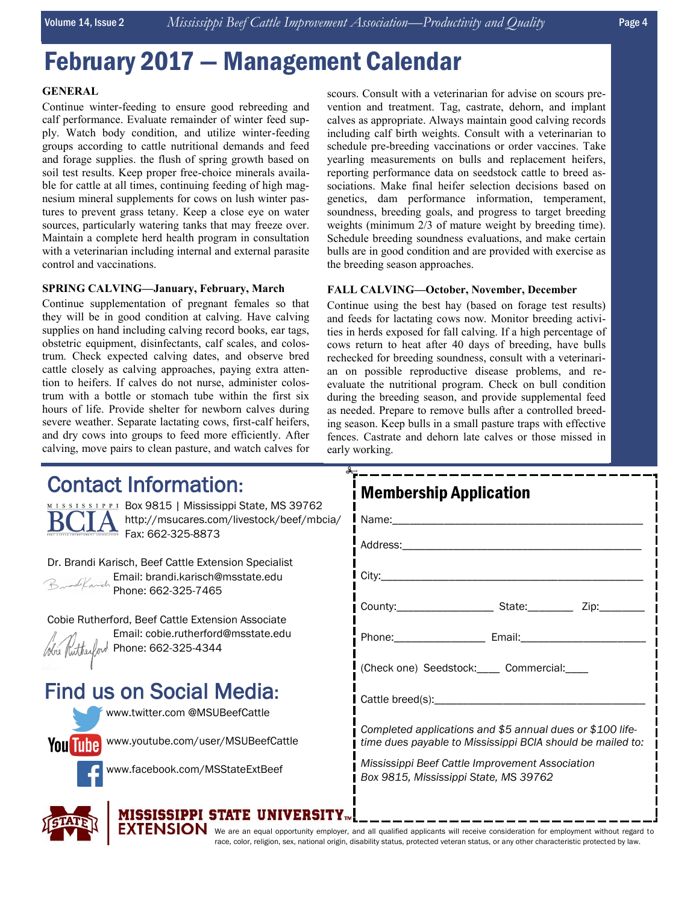# February 2017 — Management Calendar

**GENERAL**

Continue winter-feeding to ensure good rebreeding and calf performance. Evaluate remainder of winter feed supply. Watch body condition, and utilize winter-feeding groups according to cattle nutritional demands and feed and forage supplies. the flush of spring growth based on soil test results. Keep proper free-choice minerals available for cattle at all times, continuing feeding of high magnesium mineral supplements for cows on lush winter pastures to prevent grass tetany. Keep a close eye on water sources, particularly watering tanks that may freeze over. Maintain a complete herd health program in consultation with a veterinarian including internal and external parasite control and vaccinations.

**SPRING CALVING—January, February, March**

Continue supplementation of pregnant females so that they will be in good condition at calving. Have calving supplies on hand including calving record books, ear tags, obstetric equipment, disinfectants, calf scales, and colostrum. Check expected calving dates, and observe bred cattle closely as calving approaches, paying extra attention to heifers. If calves do not nurse, administer colostrum with a bottle or stomach tube within the first six hours of life. Provide shelter for newborn calves during severe weather. Separate lactating cows, first-calf heifers, and dry cows into groups to feed more efficiently. After calving, move pairs to clean pasture, and watch calves for scours. Consult with a veterinarian for advise on scours prevention and treatment. Tag, castrate, dehorn, and implant calves as appropriate. Always maintain good calving records including calf birth weights. Consult with a veterinarian to schedule pre-breeding vaccinations or order vaccines. Take yearling measurements on bulls and replacement heifers, reporting performance data on seedstock cattle to breed associations. Make final heifer selection decisions based on genetics, dam performance information, temperament, soundness, breeding goals, and progress to target breeding weights (minimum 2/3 of mature weight by breeding time). Schedule breeding soundness evaluations, and make certain bulls are in good condition and are provided with exercise as the breeding season approaches.

**FALL CALVING—October, November, December**

Continue using the best hay (based on forage test results) and feeds for lactating cows now. Monitor breeding activities in herds exposed for fall calving. If a high percentage of cows return to heat after 40 days of breeding, have bulls rechecked for breeding soundness, consult with a veterinarian on possible reproductive disease problems, and re-evaluate the nutritional program. Check on bull condition during the breeding season, and provide supplemental feed as needed. Prepare to remove bulls after a controlled breeding season. Keep bulls in a small pasture traps with effective fences. Castrate and dehorn late calves or those missed in early working.

## Contact Information:

MISSISSIPPI BCIA — Box 9815 | Mississippi State, MS 39762
http://msucares.com/livestock/beef/mbcia/
Fax: 662-325-8873

Dr. Brandi Karisch, Beef Cattle Extension Specialist
Email: brandi.karisch@msstate.edu
Phone: 662-325-7465

Cobie Rutherford, Beef Cattle Extension Associate
Email: cobie.rutherford@msstate.edu
Phone: 662-325-4344

## Find us on Social Media:

www.twitter.com @MSUBeefCattle

www.youtube.com/user/MSUBeefCattle

www.facebook.com/MSStateExtBeef

## Membership Application

Name:______________________________________

Address:____________________________________

City:_______________________________________

County:_______________ State:________ Zip:________

Phone:_______________ Email:____________________

(Check one) Seedstock:____ Commercial:____

Cattle breed(s):_______________________________

*Completed applications and $5 annual dues or $100 lifetime dues payable to Mississippi BCIA should be mailed to:*

*Mississippi Beef Cattle Improvement Association*
*Box 9815, Mississippi State, MS 39762*

**MISSISSIPPI STATE UNIVERSITY EXTENSION**

We are an equal opportunity employer, and all qualified applicants will receive consideration for employment without regard to race, color, religion, sex, national origin, disability status, protected veteran status, or any other characteristic protected by law.